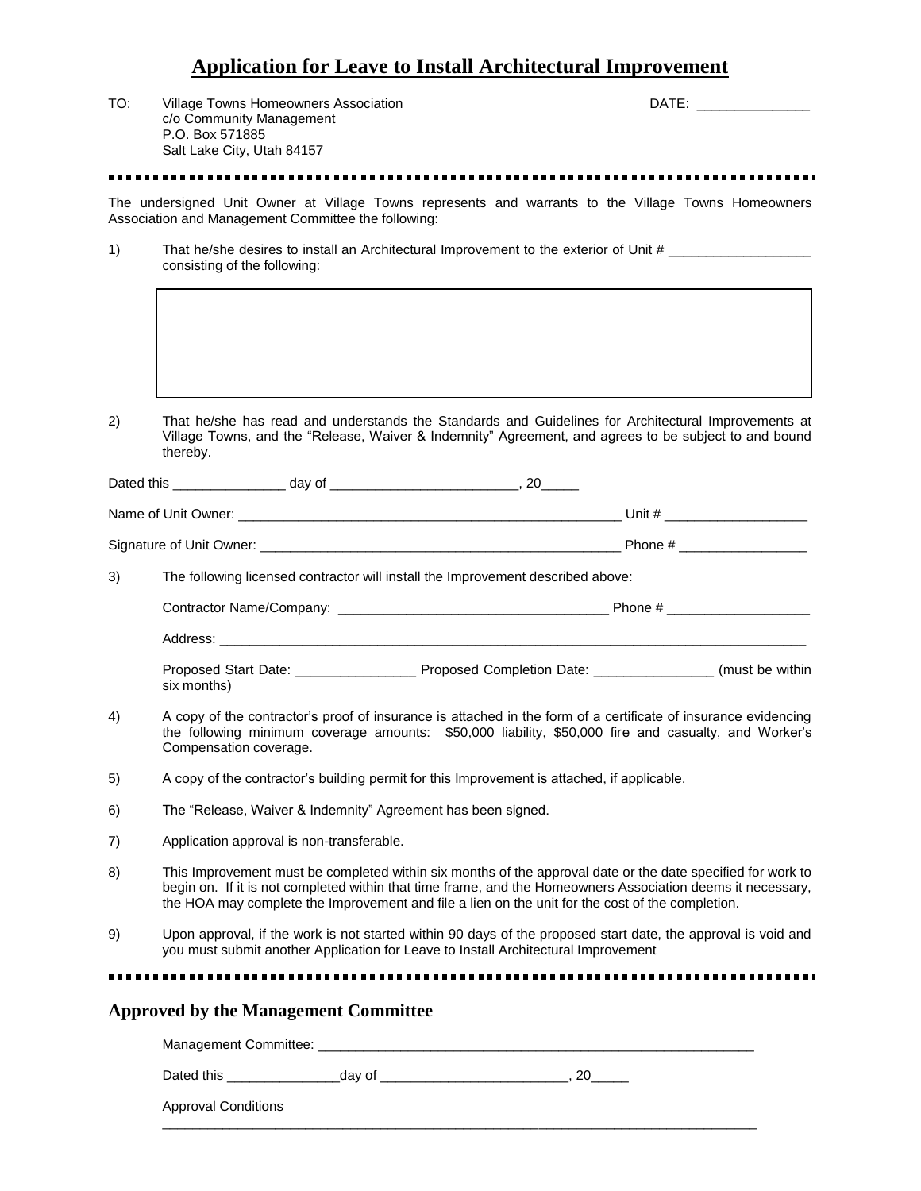# Application for Leave to Install Architectural Improvement

TO: Village Towns Homeowners Association
c/o Community Management
P.O. Box 571885
Salt Lake City, Utah 84157

DATE: _______________

---

The undersigned Unit Owner at Village Towns represents and warrants to the Village Towns Homeowners Association and Management Committee the following:

1) That he/she desires to install an Architectural Improvement to the exterior of Unit # ___________________ consisting of the following:

|   |
|---|
|   |

2) That he/she has read and understands the Standards and Guidelines for Architectural Improvements at Village Towns, and the "Release, Waiver & Indemnity" Agreement, and agrees to be subject to and bound thereby.

Dated this _______________ day of _________________________, 20_____

Name of Unit Owner: ____________________________________________________ Unit # ___________________

Signature of Unit Owner: ________________________________________________ Phone # _________________

3) The following licensed contractor will install the Improvement described above:

Contractor Name/Company: ____________________________________ Phone # ___________________

Address: ________________________________________________________________________________

Proposed Start Date: ________________ Proposed Completion Date: ________________ (must be within six months)

4) A copy of the contractor's proof of insurance is attached in the form of a certificate of insurance evidencing the following minimum coverage amounts: $50,000 liability, $50,000 fire and casualty, and Worker's Compensation coverage.

5) A copy of the contractor's building permit for this Improvement is attached, if applicable.

6) The "Release, Waiver & Indemnity" Agreement has been signed.

7) Application approval is non-transferable.

8) This Improvement must be completed within six months of the approval date or the date specified for work to begin on. If it is not completed within that time frame, and the Homeowners Association deems it necessary, the HOA may complete the Improvement and file a lien on the unit for the cost of the completion.

9) Upon approval, if the work is not started within 90 days of the proposed start date, the approval is void and you must submit another Application for Leave to Install Architectural Improvement

---

### Approved by the Management Committee

Management Committee: ____________________________________________________________

Dated this _______________day of _________________________, 20_____

Approval Conditions

____________________________________________________________________________________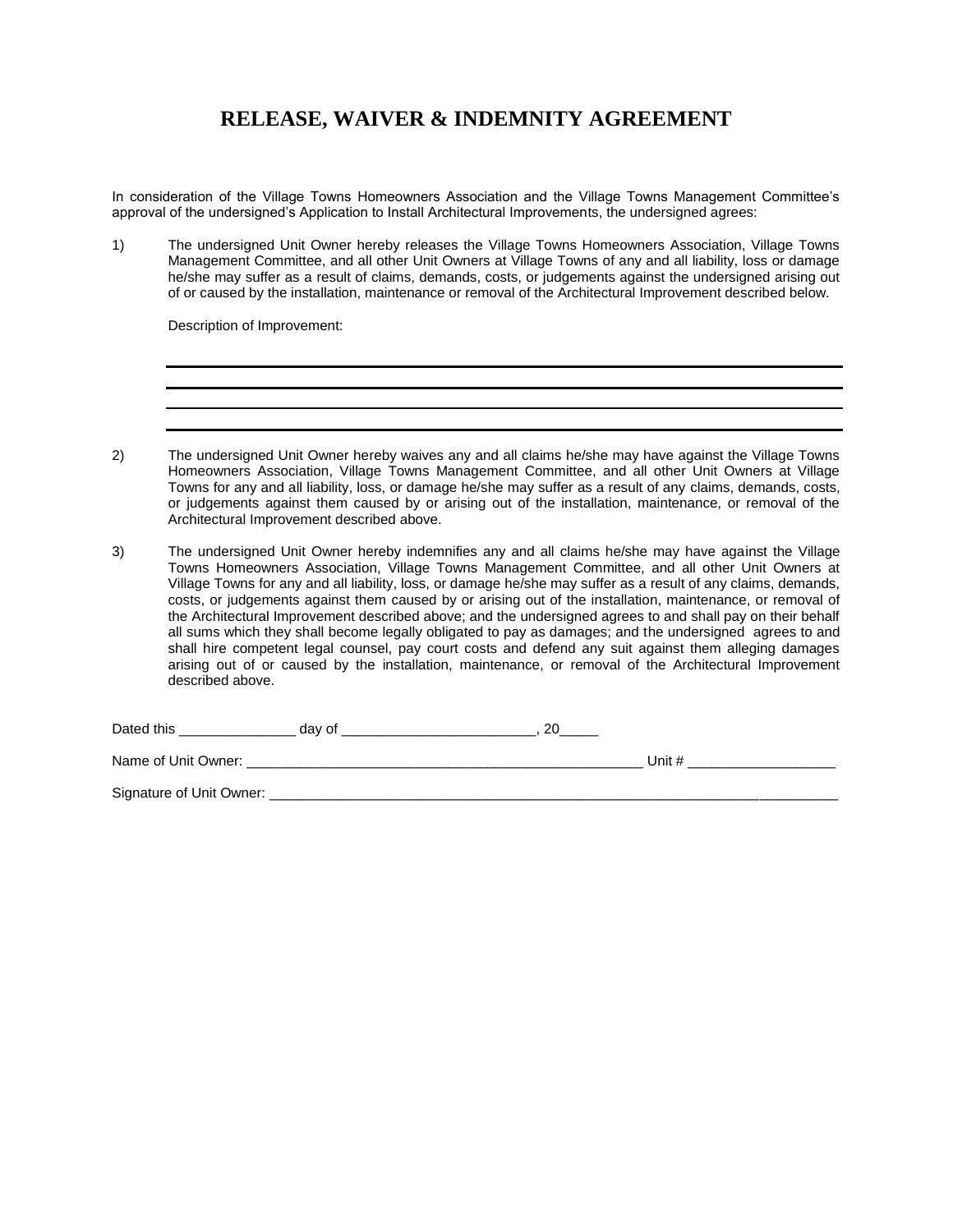# RELEASE, WAIVER & INDEMNITY AGREEMENT

In consideration of the Village Towns Homeowners Association and the Village Towns Management Committee's approval of the undersigned's Application to Install Architectural Improvements, the undersigned agrees:

1) The undersigned Unit Owner hereby releases the Village Towns Homeowners Association, Village Towns Management Committee, and all other Unit Owners at Village Towns of any and all liability, loss or damage he/she may suffer as a result of claims, demands, costs, or judgements against the undersigned arising out of or caused by the installation, maintenance or removal of the Architectural Improvement described below.

   Description of Improvement:

   ______________________________________________________________________

   ______________________________________________________________________

   ______________________________________________________________________

   ______________________________________________________________________

2) The undersigned Unit Owner hereby waives any and all claims he/she may have against the Village Towns Homeowners Association, Village Towns Management Committee, and all other Unit Owners at Village Towns for any and all liability, loss, or damage he/she may suffer as a result of any claims, demands, costs, or judgements against them caused by or arising out of the installation, maintenance, or removal of the Architectural Improvement described above.

3) The undersigned Unit Owner hereby indemnifies any and all claims he/she may have against the Village Towns Homeowners Association, Village Towns Management Committee, and all other Unit Owners at Village Towns for any and all liability, loss, or damage he/she may suffer as a result of any claims, demands, costs, or judgements against them caused by or arising out of the installation, maintenance, or removal of the Architectural Improvement described above; and the undersigned agrees to and shall pay on their behalf all sums which they shall become legally obligated to pay as damages; and the undersigned agrees to and shall hire competent legal counsel, pay court costs and defend any suit against them alleging damages arising out of or caused by the installation, maintenance, or removal of the Architectural Improvement described above.

Dated this _______________ day of _________________________, 20_____

Name of Unit Owner: ____________________________________________________ Unit # ___________________

Signature of Unit Owner: ___________________________________________________________________________